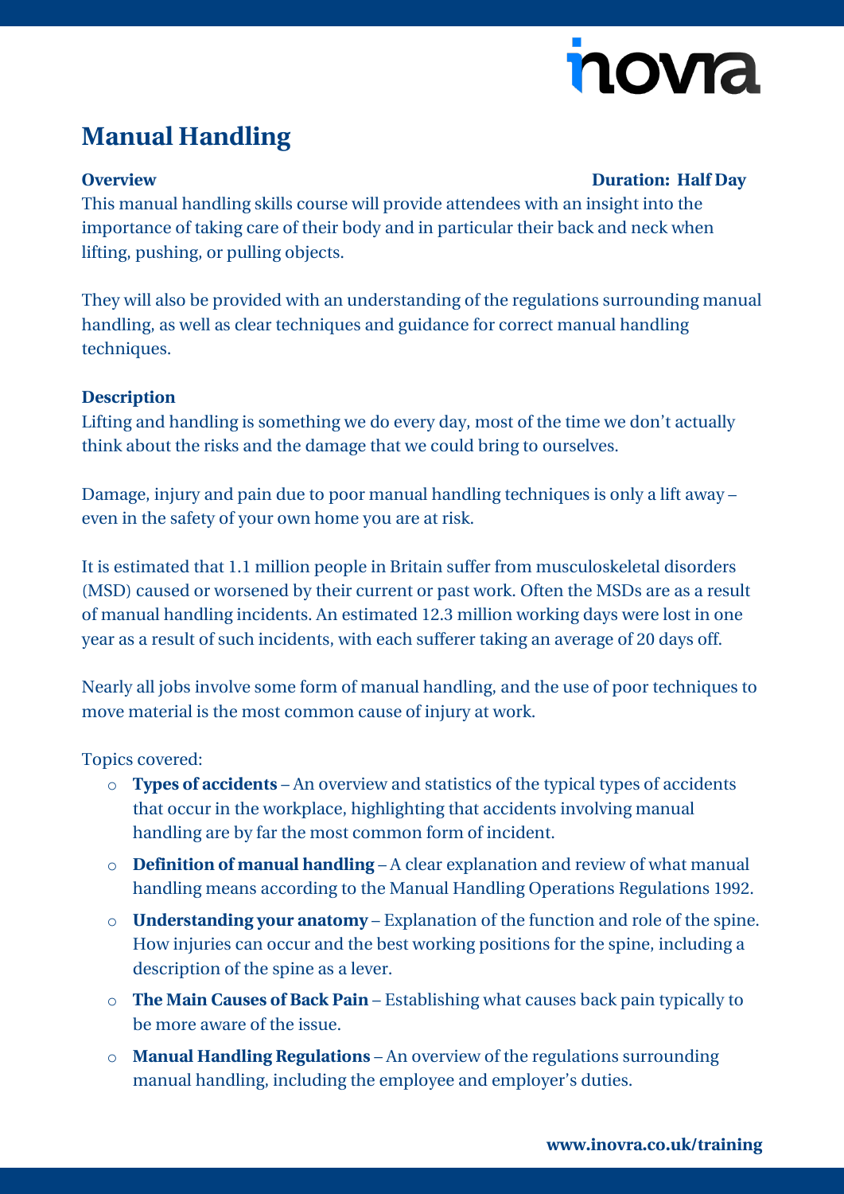# Manual Handling

**Overview** **Duration: Half Day**

This manual handling skills course will provide attendees with an insight into the importance of taking care of their body and in particular their back and neck when lifting, pushing, or pulling objects.

They will also be provided with an understanding of the regulations surrounding manual handling, as well as clear techniques and guidance for correct manual handling techniques.

**Description**

Lifting and handling is something we do every day, most of the time we don't actually think about the risks and the damage that we could bring to ourselves.

Damage, injury and pain due to poor manual handling techniques is only a lift away – even in the safety of your own home you are at risk.

It is estimated that 1.1 million people in Britain suffer from musculoskeletal disorders (MSD) caused or worsened by their current or past work. Often the MSDs are as a result of manual handling incidents. An estimated 12.3 million working days were lost in one year as a result of such incidents, with each sufferer taking an average of 20 days off.

Nearly all jobs involve some form of manual handling, and the use of poor techniques to move material is the most common cause of injury at work.

Topics covered:

- **Types of accidents** – An overview and statistics of the typical types of accidents that occur in the workplace, highlighting that accidents involving manual handling are by far the most common form of incident.
- **Definition of manual handling** – A clear explanation and review of what manual handling means according to the Manual Handling Operations Regulations 1992.
- **Understanding your anatomy** – Explanation of the function and role of the spine. How injuries can occur and the best working positions for the spine, including a description of the spine as a lever.
- **The Main Causes of Back Pain** – Establishing what causes back pain typically to be more aware of the issue.
- **Manual Handling Regulations** – An overview of the regulations surrounding manual handling, including the employee and employer's duties.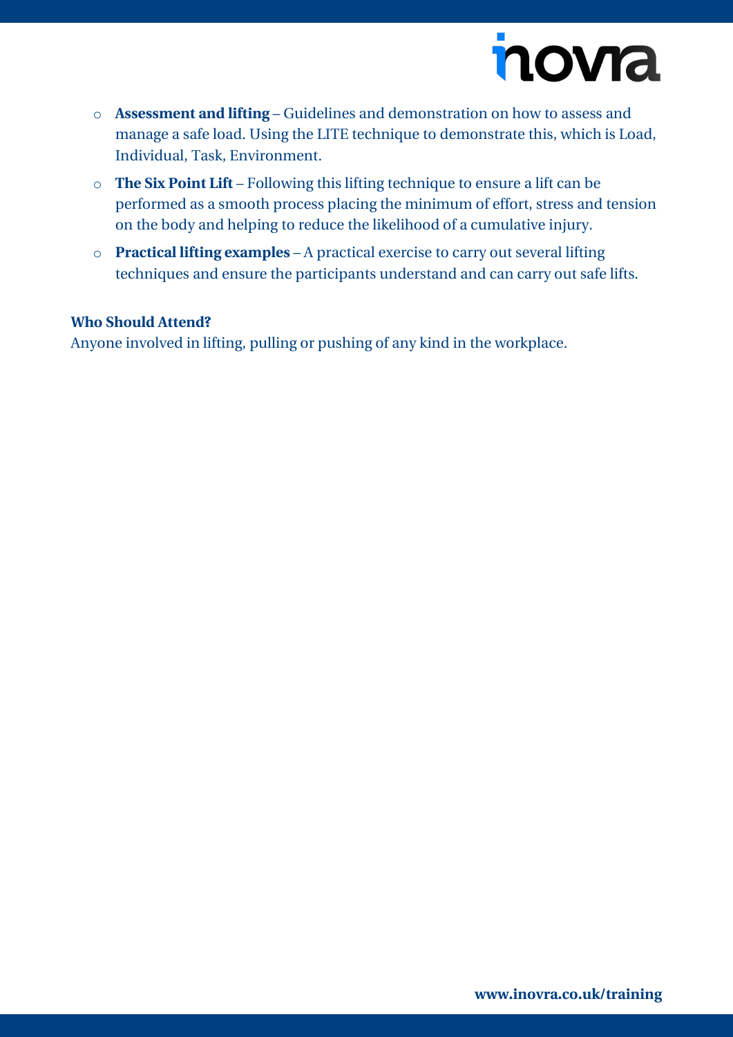- **Assessment and lifting** – Guidelines and demonstration on how to assess and manage a safe load. Using the LITE technique to demonstrate this, which is Load, Individual, Task, Environment.
- **The Six Point Lift** – Following this lifting technique to ensure a lift can be performed as a smooth process placing the minimum of effort, stress and tension on the body and helping to reduce the likelihood of a cumulative injury.
- **Practical lifting examples** – A practical exercise to carry out several lifting techniques and ensure the participants understand and can carry out safe lifts.

**Who Should Attend?**

Anyone involved in lifting, pulling or pushing of any kind in the workplace.